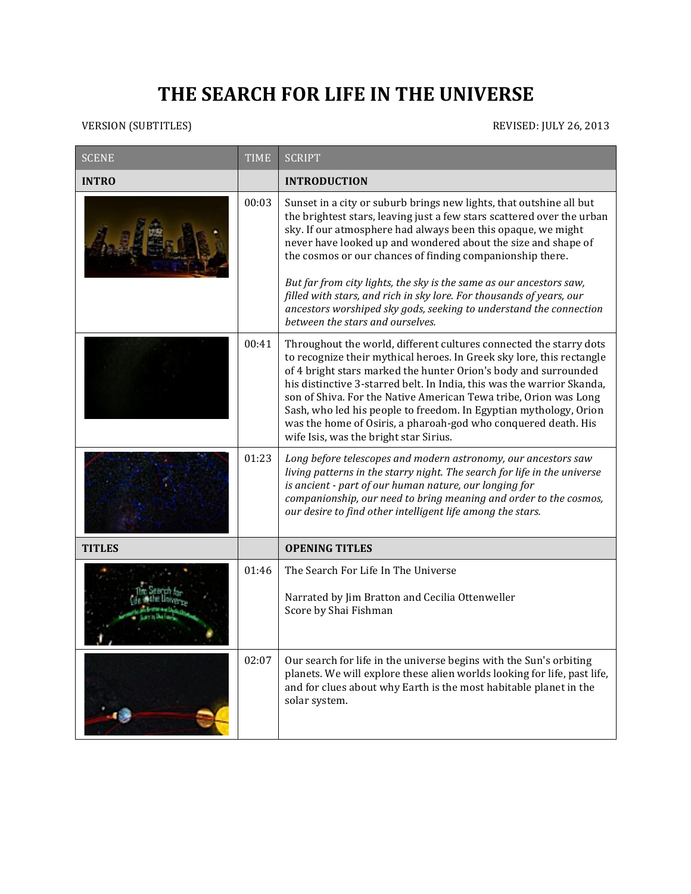# THE SEARCH FOR LIFE IN THE UNIVERSE

VERSION (SUBTITLES) REVISED: JULY 26, 2013

| SCENE | TIME | SCRIPT |
|---|---|---|
| **INTRO** | | **INTRODUCTION** |
| | 00:03 | Sunset in a city or suburb brings new lights, that outshine all but the brightest stars, leaving just a few stars scattered over the urban sky. If our atmosphere had always been this opaque, we might never have looked up and wondered about the size and shape of the cosmos or our chances of finding companionship there.<br><br>*But far from city lights, the sky is the same as our ancestors saw, filled with stars, and rich in sky lore. For thousands of years, our ancestors worshiped sky gods, seeking to understand the connection between the stars and ourselves.* |
| | 00:41 | Throughout the world, different cultures connected the starry dots to recognize their mythical heroes. In Greek sky lore, this rectangle of 4 bright stars marked the hunter Orion's body and surrounded his distinctive 3-starred belt. In India, this was the warrior Skanda, son of Shiva. For the Native American Tewa tribe, Orion was Long Sash, who led his people to freedom. In Egyptian mythology, Orion was the home of Osiris, a pharoah-god who conquered death. His wife Isis, was the bright star Sirius. |
| | 01:23 | *Long before telescopes and modern astronomy, our ancestors saw living patterns in the starry night. The search for life in the universe is ancient - part of our human nature, our longing for companionship, our need to bring meaning and order to the cosmos, our desire to find other intelligent life among the stars.* |
| **TITLES** | | **OPENING TITLES** |
| | 01:46 | The Search For Life In The Universe<br><br>Narrated by Jim Bratton and Cecilia Ottenweller<br>Score by Shai Fishman |
| | 02:07 | Our search for life in the universe begins with the Sun's orbiting planets. We will explore these alien worlds looking for life, past life, and for clues about why Earth is the most habitable planet in the solar system. |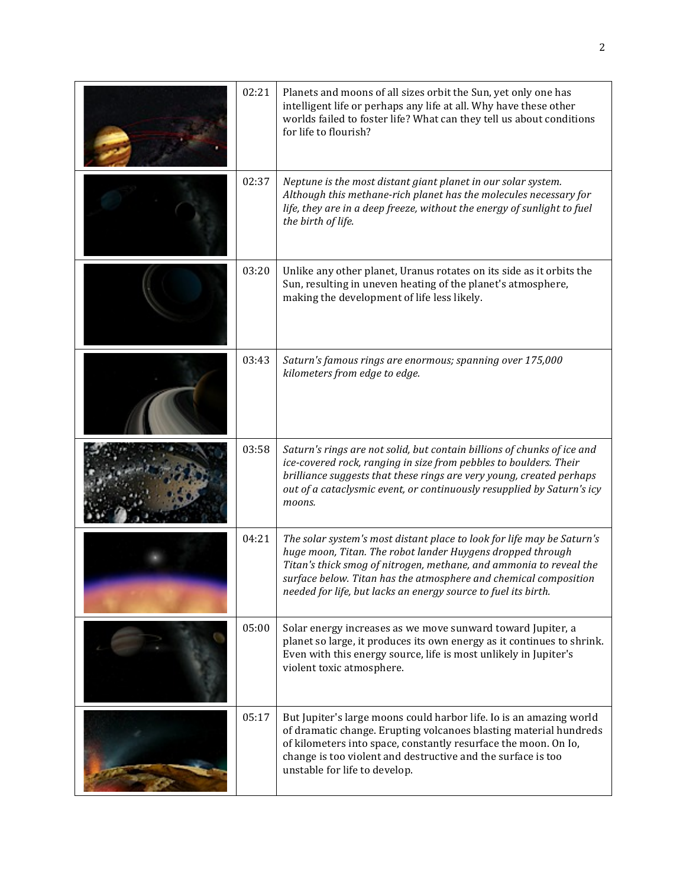|  |  |  |
|---|---|---|
|  | 02:21 | Planets and moons of all sizes orbit the Sun, yet only one has intelligent life or perhaps any life at all. Why have these other worlds failed to foster life? What can they tell us about conditions for life to flourish? |
|  | 02:37 | *Neptune is the most distant giant planet in our solar system. Although this methane-rich planet has the molecules necessary for life, they are in a deep freeze, without the energy of sunlight to fuel the birth of life.* |
|  | 03:20 | Unlike any other planet, Uranus rotates on its side as it orbits the Sun, resulting in uneven heating of the planet's atmosphere, making the development of life less likely. |
|  | 03:43 | *Saturn's famous rings are enormous; spanning over 175,000 kilometers from edge to edge.* |
|  | 03:58 | *Saturn's rings are not solid, but contain billions of chunks of ice and ice-covered rock, ranging in size from pebbles to boulders. Their brilliance suggests that these rings are very young, created perhaps out of a cataclysmic event, or continuously resupplied by Saturn's icy moons.* |
|  | 04:21 | *The solar system's most distant place to look for life may be Saturn's huge moon, Titan. The robot lander Huygens dropped through Titan's thick smog of nitrogen, methane, and ammonia to reveal the surface below. Titan has the atmosphere and chemical composition needed for life, but lacks an energy source to fuel its birth.* |
|  | 05:00 | Solar energy increases as we move sunward toward Jupiter, a planet so large, it produces its own energy as it continues to shrink. Even with this energy source, life is most unlikely in Jupiter's violent toxic atmosphere. |
|  | 05:17 | But Jupiter's large moons could harbor life. Io is an amazing world of dramatic change. Erupting volcanoes blasting material hundreds of kilometers into space, constantly resurface the moon. On Io, change is too violent and destructive and the surface is too unstable for life to develop. |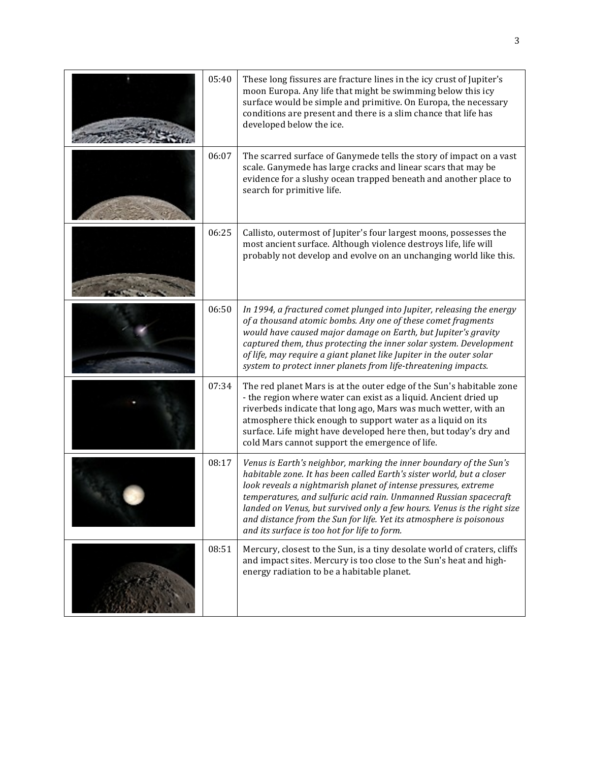| | | |
|---|---|---|
| | 05:40 | These long fissures are fracture lines in the icy crust of Jupiter's moon Europa. Any life that might be swimming below this icy surface would be simple and primitive. On Europa, the necessary conditions are present and there is a slim chance that life has developed below the ice. |
| | 06:07 | The scarred surface of Ganymede tells the story of impact on a vast scale. Ganymede has large cracks and linear scars that may be evidence for a slushy ocean trapped beneath and another place to search for primitive life. |
| | 06:25 | Callisto, outermost of Jupiter's four largest moons, possesses the most ancient surface. Although violence destroys life, life will probably not develop and evolve on an unchanging world like this. |
| | 06:50 | *In 1994, a fractured comet plunged into Jupiter, releasing the energy of a thousand atomic bombs. Any one of these comet fragments would have caused major damage on Earth, but Jupiter's gravity captured them, thus protecting the inner solar system. Development of life, may require a giant planet like Jupiter in the outer solar system to protect inner planets from life-threatening impacts.* |
| | 07:34 | The red planet Mars is at the outer edge of the Sun's habitable zone - the region where water can exist as a liquid. Ancient dried up riverbeds indicate that long ago, Mars was much wetter, with an atmosphere thick enough to support water as a liquid on its surface. Life might have developed here then, but today's dry and cold Mars cannot support the emergence of life. |
| | 08:17 | *Venus is Earth's neighbor, marking the inner boundary of the Sun's habitable zone. It has been called Earth's sister world, but a closer look reveals a nightmarish planet of intense pressures, extreme temperatures, and sulfuric acid rain. Unmanned Russian spacecraft landed on Venus, but survived only a few hours. Venus is the right size and distance from the Sun for life. Yet its atmosphere is poisonous and its surface is too hot for life to form.* |
| | 08:51 | Mercury, closest to the Sun, is a tiny desolate world of craters, cliffs and impact sites. Mercury is too close to the Sun's heat and high-energy radiation to be a habitable planet. |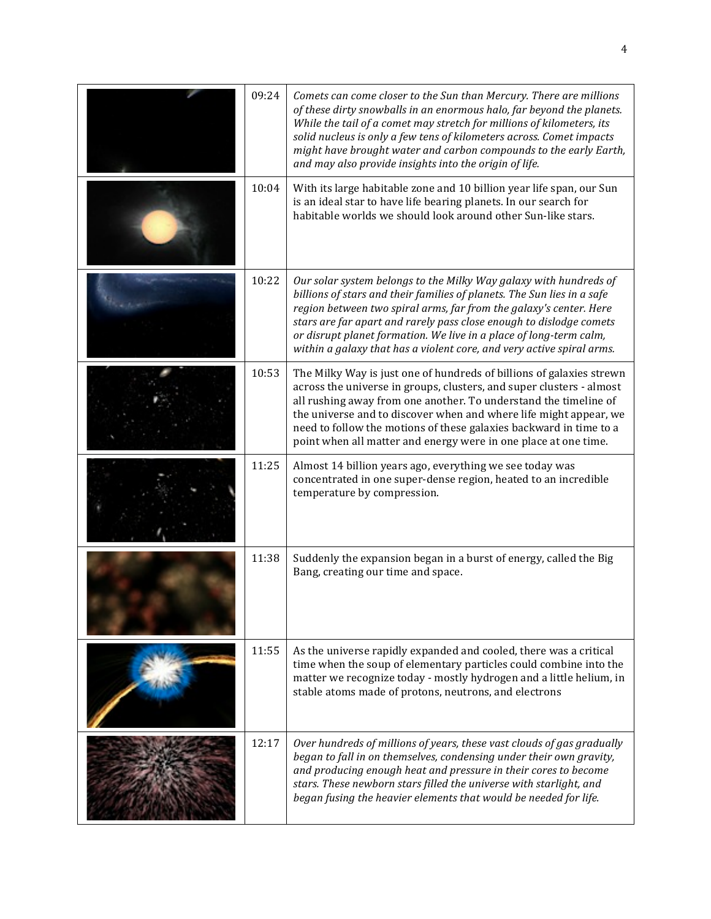| | | |
|---|---|---|
| | 09:24 | *Comets can come closer to the Sun than Mercury. There are millions of these dirty snowballs in an enormous halo, far beyond the planets. While the tail of a comet may stretch for millions of kilometers, its solid nucleus is only a few tens of kilometers across. Comet impacts might have brought water and carbon compounds to the early Earth, and may also provide insights into the origin of life.* |
| | 10:04 | With its large habitable zone and 10 billion year life span, our Sun is an ideal star to have life bearing planets. In our search for habitable worlds we should look around other Sun-like stars. |
| | 10:22 | *Our solar system belongs to the Milky Way galaxy with hundreds of billions of stars and their families of planets. The Sun lies in a safe region between two spiral arms, far from the galaxy's center. Here stars are far apart and rarely pass close enough to dislodge comets or disrupt planet formation. We live in a place of long-term calm, within a galaxy that has a violent core, and very active spiral arms.* |
| | 10:53 | The Milky Way is just one of hundreds of billions of galaxies strewn across the universe in groups, clusters, and super clusters - almost all rushing away from one another. To understand the timeline of the universe and to discover when and where life might appear, we need to follow the motions of these galaxies backward in time to a point when all matter and energy were in one place at one time. |
| | 11:25 | Almost 14 billion years ago, everything we see today was concentrated in one super-dense region, heated to an incredible temperature by compression. |
| | 11:38 | Suddenly the expansion began in a burst of energy, called the Big Bang, creating our time and space. |
| | 11:55 | As the universe rapidly expanded and cooled, there was a critical time when the soup of elementary particles could combine into the matter we recognize today - mostly hydrogen and a little helium, in stable atoms made of protons, neutrons, and electrons |
| | 12:17 | *Over hundreds of millions of years, these vast clouds of gas gradually began to fall in on themselves, condensing under their own gravity, and producing enough heat and pressure in their cores to become stars. These newborn stars filled the universe with starlight, and began fusing the heavier elements that would be needed for life.* |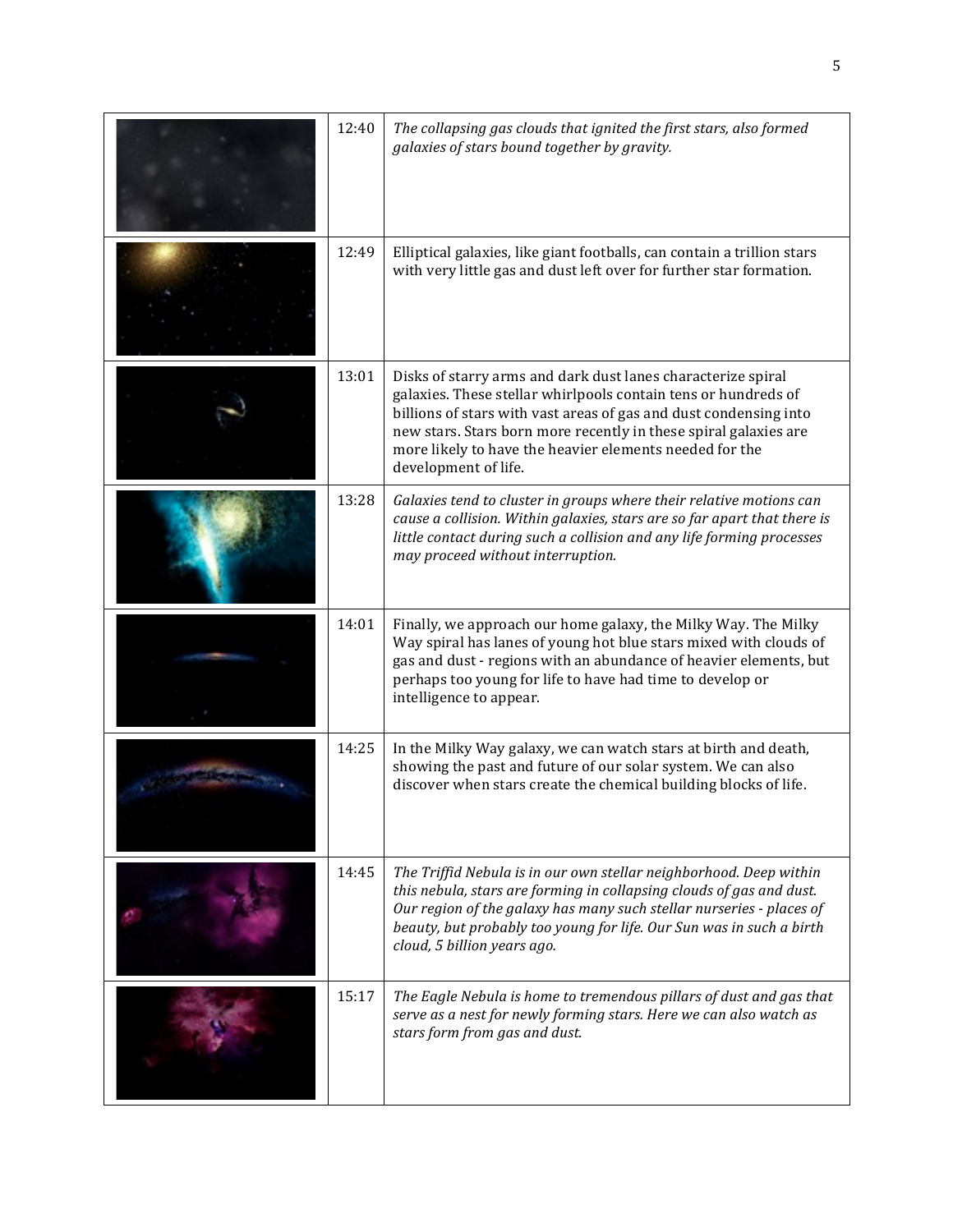| | | |
|---|---|---|
| | 12:40 | *The collapsing gas clouds that ignited the first stars, also formed galaxies of stars bound together by gravity.* |
| | 12:49 | Elliptical galaxies, like giant footballs, can contain a trillion stars with very little gas and dust left over for further star formation. |
| | 13:01 | Disks of starry arms and dark dust lanes characterize spiral galaxies. These stellar whirlpools contain tens or hundreds of billions of stars with vast areas of gas and dust condensing into new stars. Stars born more recently in these spiral galaxies are more likely to have the heavier elements needed for the development of life. |
| | 13:28 | *Galaxies tend to cluster in groups where their relative motions can cause a collision. Within galaxies, stars are so far apart that there is little contact during such a collision and any life forming processes may proceed without interruption.* |
| | 14:01 | Finally, we approach our home galaxy, the Milky Way. The Milky Way spiral has lanes of young hot blue stars mixed with clouds of gas and dust - regions with an abundance of heavier elements, but perhaps too young for life to have had time to develop or intelligence to appear. |
| | 14:25 | In the Milky Way galaxy, we can watch stars at birth and death, showing the past and future of our solar system. We can also discover when stars create the chemical building blocks of life. |
| | 14:45 | *The Triffid Nebula is in our own stellar neighborhood. Deep within this nebula, stars are forming in collapsing clouds of gas and dust. Our region of the galaxy has many such stellar nurseries - places of beauty, but probably too young for life. Our Sun was in such a birth cloud, 5 billion years ago.* |
| | 15:17 | *The Eagle Nebula is home to tremendous pillars of dust and gas that serve as a nest for newly forming stars. Here we can also watch as stars form from gas and dust.* |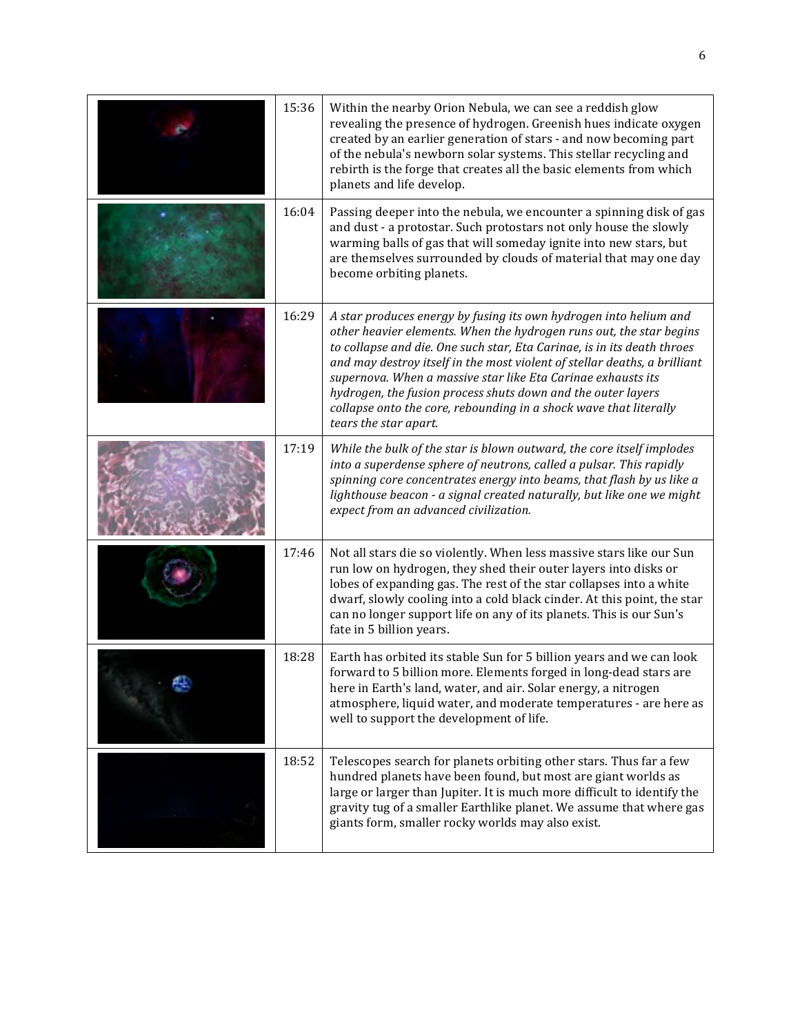|  | 15:36 | Within the nearby Orion Nebula, we can see a reddish glow revealing the presence of hydrogen. Greenish hues indicate oxygen created by an earlier generation of stars - and now becoming part of the nebula's newborn solar systems. This stellar recycling and rebirth is the forge that creates all the basic elements from which planets and life develop. |
|---|---|---|
|  | 16:04 | Passing deeper into the nebula, we encounter a spinning disk of gas and dust - a protostar. Such protostars not only house the slowly warming balls of gas that will someday ignite into new stars, but are themselves surrounded by clouds of material that may one day become orbiting planets. |
|  | 16:29 | *A star produces energy by fusing its own hydrogen into helium and other heavier elements. When the hydrogen runs out, the star begins to collapse and die. One such star, Eta Carinae, is in its death throes and may destroy itself in the most violent of stellar deaths, a brilliant supernova. When a massive star like Eta Carinae exhausts its hydrogen, the fusion process shuts down and the outer layers collapse onto the core, rebounding in a shock wave that literally tears the star apart.* |
|  | 17:19 | *While the bulk of the star is blown outward, the core itself implodes into a superdense sphere of neutrons, called a pulsar. This rapidly spinning core concentrates energy into beams, that flash by us like a lighthouse beacon - a signal created naturally, but like one we might expect from an advanced civilization.* |
|  | 17:46 | Not all stars die so violently. When less massive stars like our Sun run low on hydrogen, they shed their outer layers into disks or lobes of expanding gas. The rest of the star collapses into a white dwarf, slowly cooling into a cold black cinder. At this point, the star can no longer support life on any of its planets. This is our Sun's fate in 5 billion years. |
|  | 18:28 | Earth has orbited its stable Sun for 5 billion years and we can look forward to 5 billion more. Elements forged in long-dead stars are here in Earth's land, water, and air. Solar energy, a nitrogen atmosphere, liquid water, and moderate temperatures - are here as well to support the development of life. |
|  | 18:52 | Telescopes search for planets orbiting other stars. Thus far a few hundred planets have been found, but most are giant worlds as large or larger than Jupiter. It is much more difficult to identify the gravity tug of a smaller Earthlike planet. We assume that where gas giants form, smaller rocky worlds may also exist. |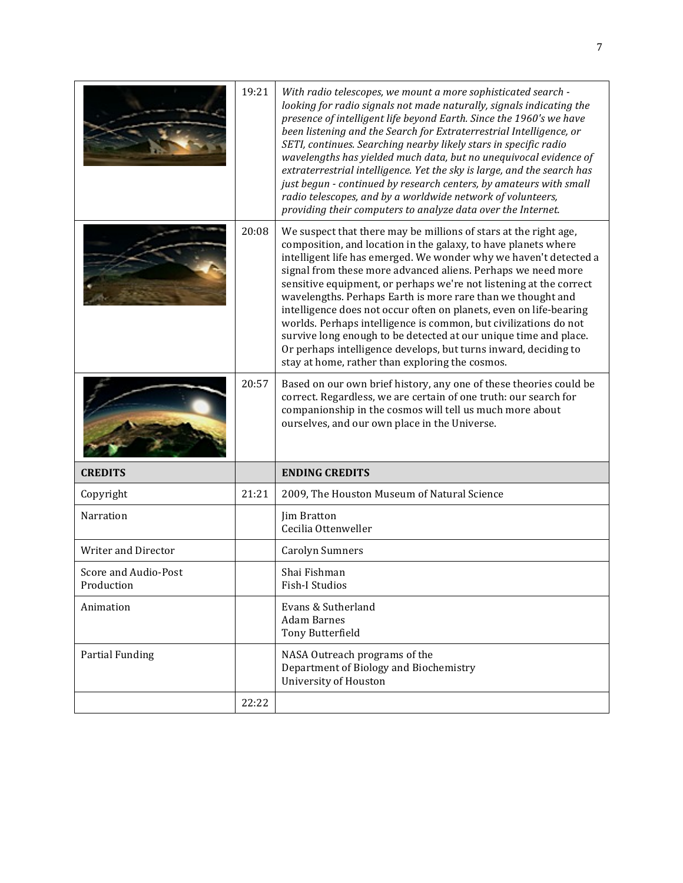| | | |
|---|---|---|
| | 19:21 | *With radio telescopes, we mount a more sophisticated search - looking for radio signals not made naturally, signals indicating the presence of intelligent life beyond Earth. Since the 1960's we have been listening and the Search for Extraterrestrial Intelligence, or SETI, continues. Searching nearby likely stars in specific radio wavelengths has yielded much data, but no unequivocal evidence of extraterrestrial intelligence. Yet the sky is large, and the search has just begun - continued by research centers, by amateurs with small radio telescopes, and by a worldwide network of volunteers, providing their computers to analyze data over the Internet.* |
| | 20:08 | We suspect that there may be millions of stars at the right age, composition, and location in the galaxy, to have planets where intelligent life has emerged. We wonder why we haven't detected a signal from these more advanced aliens. Perhaps we need more sensitive equipment, or perhaps we're not listening at the correct wavelengths. Perhaps Earth is more rare than we thought and intelligence does not occur often on planets, even on life-bearing worlds. Perhaps intelligence is common, but civilizations do not survive long enough to be detected at our unique time and place. Or perhaps intelligence develops, but turns inward, deciding to stay at home, rather than exploring the cosmos. |
| | 20:57 | Based on our own brief history, any one of these theories could be correct. Regardless, we are certain of one truth: our search for companionship in the cosmos will tell us much more about ourselves, and our own place in the Universe. |
| **CREDITS** | | **ENDING CREDITS** |
| Copyright | 21:21 | 2009, The Houston Museum of Natural Science |
| Narration | | Jim Bratton<br>Cecilia Ottenweller |
| Writer and Director | | Carolyn Sumners |
| Score and Audio-Post Production | | Shai Fishman<br>Fish-I Studios |
| Animation | | Evans & Sutherland<br>Adam Barnes<br>Tony Butterfield |
| Partial Funding | | NASA Outreach programs of the<br>Department of Biology and Biochemistry<br>University of Houston |
| | 22:22 | |